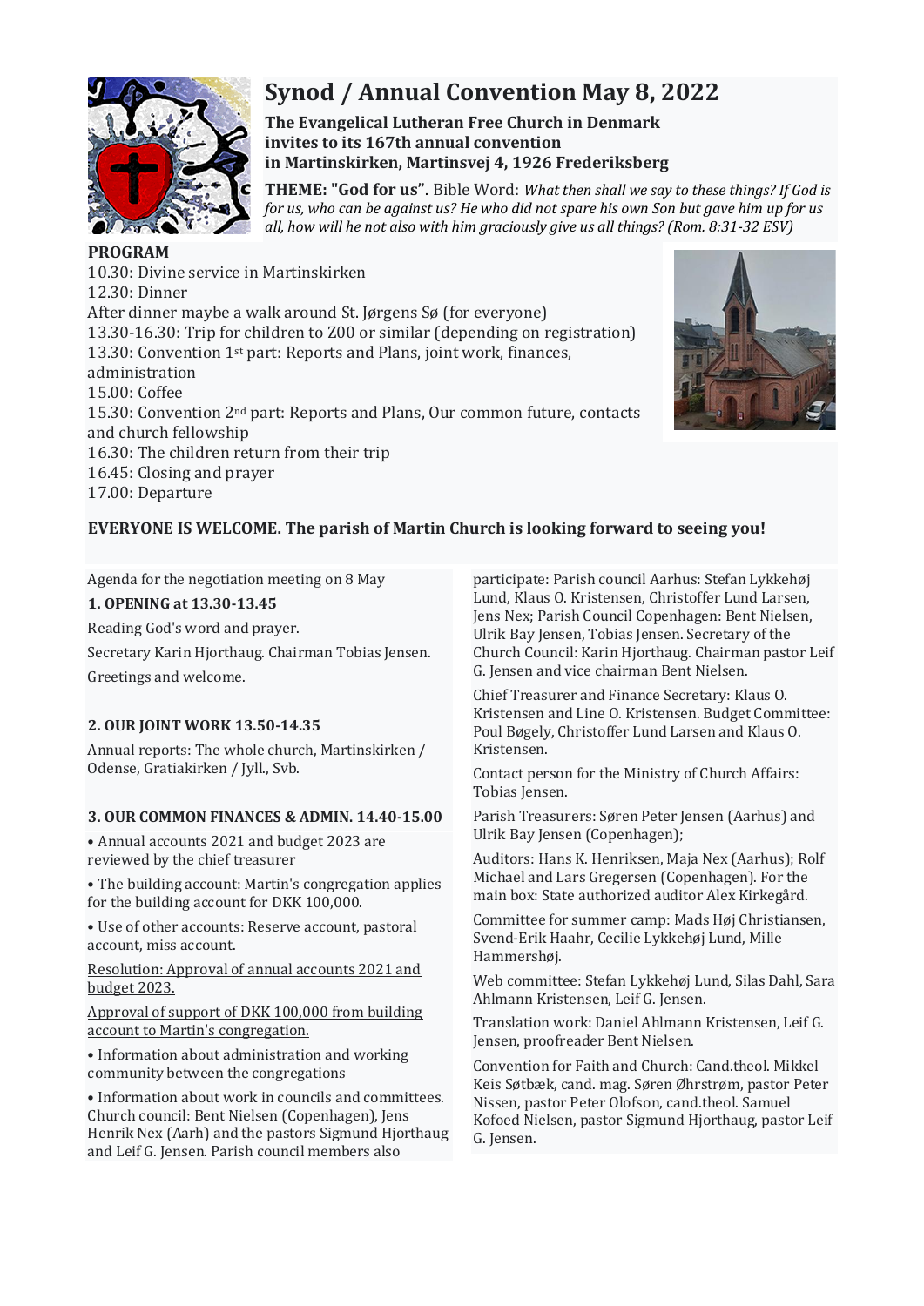# Synod / Annual Convention May 8, 2022

**The Evangelical Lutheran Free Church in Denmark invites to its 167th annual convention in Martinskirken, Martinsvej 4, 1926 Frederiksberg**

**THEME: "God for us"**. Bible Word: *What then shall we say to these things? If God is for us, who can be against us? He who did not spare his own Son but gave him up for us all, how will he not also with him graciously give us all things? (Rom. 8:31-32 ESV)*

**PROGRAM**

10.30: Divine service in Martinskirken
12.30: Dinner
After dinner maybe a walk around St. Jørgens Sø (for everyone)
13.30-16.30: Trip for children to Z00 or similar (depending on registration)
13.30: Convention 1st part: Reports and Plans, joint work, finances, administration
15.00: Coffee
15.30: Convention 2nd part: Reports and Plans, Our common future, contacts and church fellowship
16.30: The children return from their trip
16.45: Closing and prayer
17.00: Departure

**EVERYONE IS WELCOME. The parish of Martin Church is looking forward to seeing you!**

Agenda for the negotiation meeting on 8 May

**1. OPENING at 13.30-13.45**

Reading God's word and prayer.

Secretary Karin Hjorthaug. Chairman Tobias Jensen.

Greetings and welcome.

**2. OUR JOINT WORK 13.50-14.35**

Annual reports: The whole church, Martinskirken / Odense, Gratiakirken / Jyll., Svb.

**3. OUR COMMON FINANCES & ADMIN. 14.40-15.00**

- Annual accounts 2021 and budget 2023 are reviewed by the chief treasurer
- The building account: Martin's congregation applies for the building account for DKK 100,000.
- Use of other accounts: Reserve account, pastoral account, miss account.

<u>Resolution: Approval of annual accounts 2021 and budget 2023.</u>

<u>Approval of support of DKK 100,000 from building account to Martin's congregation.</u>

- Information about administration and working community between the congregations
- Information about work in councils and committees. Church council: Bent Nielsen (Copenhagen), Jens Henrik Nex (Aarh) and the pastors Sigmund Hjorthaug and Leif G. Jensen. Parish council members also participate: Parish council Aarhus: Stefan Lykkehøj Lund, Klaus O. Kristensen, Christoffer Lund Larsen, Jens Nex; Parish Council Copenhagen: Bent Nielsen, Ulrik Bay Jensen, Tobias Jensen. Secretary of the Church Council: Karin Hjorthaug. Chairman pastor Leif G. Jensen and vice chairman Bent Nielsen.

Chief Treasurer and Finance Secretary: Klaus O. Kristensen and Line O. Kristensen. Budget Committee: Poul Bøgely, Christoffer Lund Larsen and Klaus O. Kristensen.

Contact person for the Ministry of Church Affairs: Tobias Jensen.

Parish Treasurers: Søren Peter Jensen (Aarhus) and Ulrik Bay Jensen (Copenhagen);

Auditors: Hans K. Henriksen, Maja Nex (Aarhus); Rolf Michael and Lars Gregersen (Copenhagen). For the main box: State authorized auditor Alex Kirkegård.

Committee for summer camp: Mads Høj Christiansen, Svend-Erik Haahr, Cecilie Lykkehøj Lund, Mille Hammershøj.

Web committee: Stefan Lykkehøj Lund, Silas Dahl, Sara Ahlmann Kristensen, Leif G. Jensen.

Translation work: Daniel Ahlmann Kristensen, Leif G. Jensen, proofreader Bent Nielsen.

Convention for Faith and Church: Cand.theol. Mikkel Keis Søtbæk, cand. mag. Søren Øhrstrøm, pastor Peter Nissen, pastor Peter Olofson, cand.theol. Samuel Kofoed Nielsen, pastor Sigmund Hjorthaug, pastor Leif G. Jensen.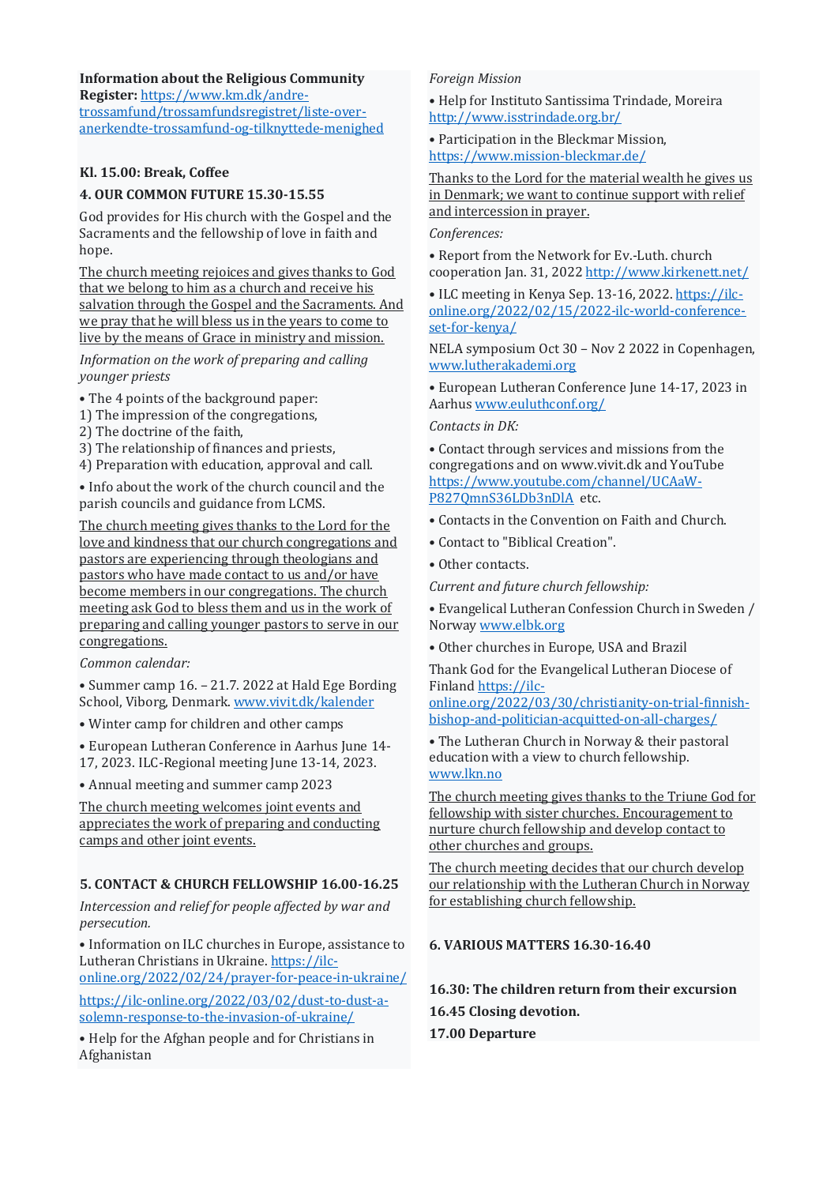**Information about the Religious Community Register:** https://www.km.dk/andre-trossamfund/trossamfundsregistret/liste-over-anerkendte-trossamfund-og-tilknyttede-menighed

**Kl. 15.00: Break, Coffee**

**4. OUR COMMON FUTURE 15.30-15.55**

God provides for His church with the Gospel and the Sacraments and the fellowship of love in faith and hope.

The church meeting rejoices and gives thanks to God that we belong to him as a church and receive his salvation through the Gospel and the Sacraments. And we pray that he will bless us in the years to come to live by the means of Grace in ministry and mission.

*Information on the work of preparing and calling younger priests*

• The 4 points of the background paper:
1) The impression of the congregations,
2) The doctrine of the faith,
3) The relationship of finances and priests,
4) Preparation with education, approval and call.

• Info about the work of the church council and the parish councils and guidance from LCMS.

The church meeting gives thanks to the Lord for the love and kindness that our church congregations and pastors are experiencing through theologians and pastors who have made contact to us and/or have become members in our congregations. The church meeting ask God to bless them and us in the work of preparing and calling younger pastors to serve in our congregations.

*Common calendar:*

• Summer camp 16. – 21.7. 2022 at Hald Ege Bording School, Viborg, Denmark. www.vivit.dk/kalender

• Winter camp for children and other camps

• European Lutheran Conference in Aarhus June 14-17, 2023. ILC-Regional meeting June 13-14, 2023.

• Annual meeting and summer camp 2023

The church meeting welcomes joint events and appreciates the work of preparing and conducting camps and other joint events.

**5. CONTACT & CHURCH FELLOWSHIP 16.00-16.25**

*Intercession and relief for people affected by war and persecution.*

• Information on ILC churches in Europe, assistance to Lutheran Christians in Ukraine. https://ilc-online.org/2022/02/24/prayer-for-peace-in-ukraine/

https://ilc-online.org/2022/03/02/dust-to-dust-a-solemn-response-to-the-invasion-of-ukraine/

• Help for the Afghan people and for Christians in Afghanistan

*Foreign Mission*

• Help for Instituto Santissima Trindade, Moreira http://www.isstrindade.org.br/

• Participation in the Bleckmar Mission, https://www.mission-bleckmar.de/

Thanks to the Lord for the material wealth he gives us in Denmark; we want to continue support with relief and intercession in prayer.

*Conferences:*

• Report from the Network for Ev.-Luth. church cooperation Jan. 31, 2022 http://www.kirkenett.net/

• ILC meeting in Kenya Sep. 13-16, 2022. https://ilc-online.org/2022/02/15/2022-ilc-world-conference-set-for-kenya/

NELA symposium Oct 30 – Nov 2 2022 in Copenhagen, www.lutherakademi.org

• European Lutheran Conference June 14-17, 2023 in Aarhus www.euluthconf.org/

*Contacts in DK:*

• Contact through services and missions from the congregations and on www.vivit.dk and YouTube https://www.youtube.com/channel/UCAaW-P827QmnS36LDb3nDlA etc.

• Contacts in the Convention on Faith and Church.

• Contact to "Biblical Creation".

• Other contacts.

*Current and future church fellowship:*

• Evangelical Lutheran Confession Church in Sweden / Norway www.elbk.org

• Other churches in Europe, USA and Brazil

Thank God for the Evangelical Lutheran Diocese of Finland https://ilc-online.org/2022/03/30/christianity-on-trial-finnish-bishop-and-politician-acquitted-on-all-charges/

• The Lutheran Church in Norway & their pastoral education with a view to church fellowship. www.lkn.no

The church meeting gives thanks to the Triune God for fellowship with sister churches. Encouragement to nurture church fellowship and develop contact to other churches and groups.

The church meeting decides that our church develop our relationship with the Lutheran Church in Norway for establishing church fellowship.

**6. VARIOUS MATTERS 16.30-16.40**

**16.30: The children return from their excursion**

**16.45 Closing devotion.**

**17.00 Departure**